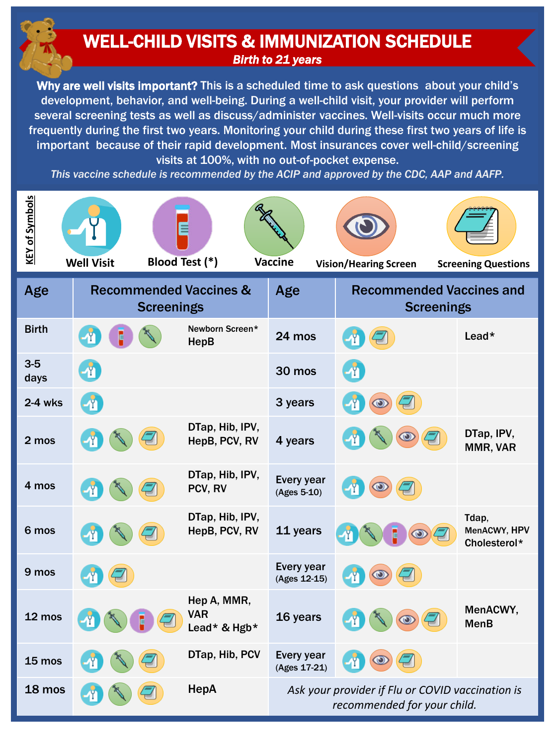# WELL-CHILD VISITS & IMMUNIZATION SCHEDULE

***Birth to 21 years***

**Why are well visits important?** This is a scheduled time to ask questions about your child's development, behavior, and well-being. During a well-child visit, your provider will perform several screening tests as well as discuss/administer vaccines. Well-visits occur much more frequently during the first two years. Monitoring your child during these first two years of life is important because of their rapid development. Most insurances cover well-child/screening visits at 100%, with no out-of-pocket expense.

*This vaccine schedule is recommended by the ACIP and approved by the CDC, AAP and AAFP.*

**KEY of Symbols**

- Well Visit
- Blood Test (*)
- Vaccine
- Vision/Hearing Screen
- Screening Questions

| Age | Recommended Vaccines & Screenings | | Age | Recommended Vaccines and Screenings | |
|---|---|---|---|---|---|
| Birth | Well Visit, Blood Test, Vaccine | Newborn Screen*<br>HepB | 24 mos | Well Visit, Screening Questions | Lead* |
| 3-5 days | Well Visit | | 30 mos | Well Visit | |
| 2-4 wks | Well Visit | | 3 years | Well Visit, Vision/Hearing Screen, Screening Questions | |
| 2 mos | Well Visit, Vaccine, Screening Questions | DTap, Hib, IPV, HepB, PCV, RV | 4 years | Well Visit, Vaccine, Vision/Hearing Screen, Screening Questions | DTap, IPV, MMR, VAR |
| 4 mos | Well Visit, Vaccine, Screening Questions | DTap, Hib, IPV, PCV, RV | Every year (Ages 5-10) | Well Visit, Vision/Hearing Screen, Screening Questions | |
| 6 mos | Well Visit, Vaccine, Screening Questions | DTap, Hib, IPV, HepB, PCV, RV | 11 years | Well Visit, Vaccine, Blood Test, Vision/Hearing Screen, Screening Questions | Tdap, MenACWY, HPV<br>Cholesterol* |
| 9 mos | Well Visit, Screening Questions | | Every year (Ages 12-15) | Well Visit, Vision/Hearing Screen, Screening Questions | |
| 12 mos | Well Visit, Vaccine, Blood Test, Screening Questions | Hep A, MMR, VAR<br>Lead* & Hgb* | 16 years | Well Visit, Vaccine, Vision/Hearing Screen, Screening Questions | MenACWY, MenB |
| 15 mos | Well Visit, Vaccine, Screening Questions | DTap, Hib, PCV | Every year (Ages 17-21) | Well Visit, Vision/Hearing Screen, Screening Questions | |
| 18 mos | Well Visit, Vaccine, Screening Questions | HepA | *Ask your provider if Flu or COVID vaccination is recommended for your child.* | | |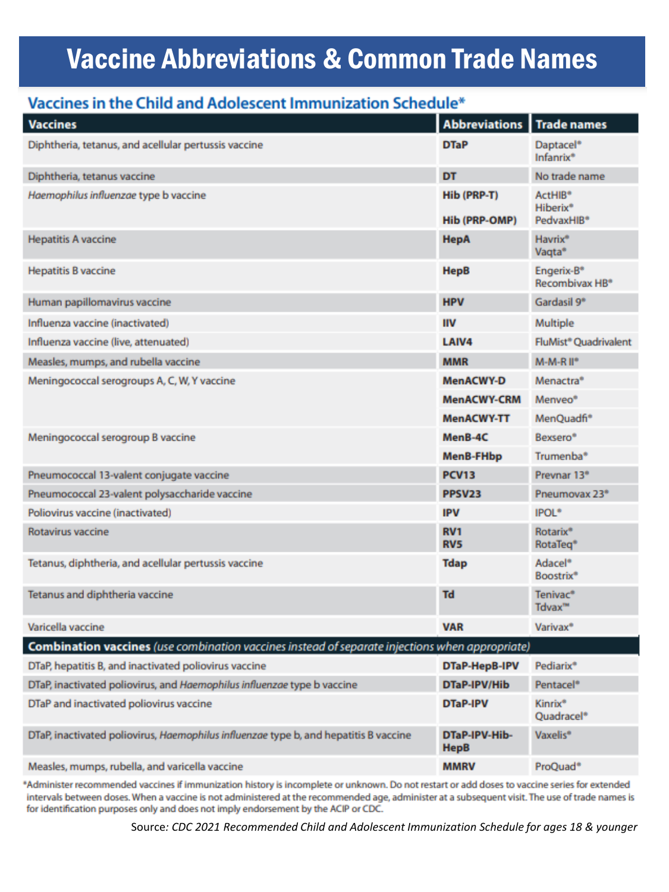# Vaccine Abbreviations & Common Trade Names

## Vaccines in the Child and Adolescent Immunization Schedule*

| Vaccines | Abbreviations | Trade names |
|---|---|---|
| Diphtheria, tetanus, and acellular pertussis vaccine | **DTaP** | Daptacel® Infanrix® |
| Diphtheria, tetanus vaccine | **DT** | No trade name |
| *Haemophilus influenzae* type b vaccine | **Hib (PRP-T)** | ActHIB® Hiberix® |
| | **Hib (PRP-OMP)** | PedvaxHIB® |
| Hepatitis A vaccine | **HepA** | Havrix® Vaqta® |
| Hepatitis B vaccine | **HepB** | Engerix-B® Recombivax HB® |
| Human papillomavirus vaccine | **HPV** | Gardasil 9® |
| Influenza vaccine (inactivated) | **IIV** | Multiple |
| Influenza vaccine (live, attenuated) | **LAIV4** | FluMist® Quadrivalent |
| Measles, mumps, and rubella vaccine | **MMR** | M-M-R II® |
| Meningococcal serogroups A, C, W, Y vaccine | **MenACWY-D** | Menactra® |
| | **MenACWY-CRM** | Menveo® |
| | **MenACWY-TT** | MenQuadfi® |
| Meningococcal serogroup B vaccine | **MenB-4C** | Bexsero® |
| | **MenB-FHbp** | Trumenba® |
| Pneumococcal 13-valent conjugate vaccine | **PCV13** | Prevnar 13® |
| Pneumococcal 23-valent polysaccharide vaccine | **PPSV23** | Pneumovax 23® |
| Poliovirus vaccine (inactivated) | **IPV** | IPOL® |
| Rotavirus vaccine | **RV1** **RV5** | Rotarix® RotaTeq® |
| Tetanus, diphtheria, and acellular pertussis vaccine | **Tdap** | Adacel® Boostrix® |
| Tetanus and diphtheria vaccine | **Td** | Tenivac® Tdvax™ |
| Varicella vaccine | **VAR** | Varivax® |
| **Combination vaccines** *(use combination vaccines instead of separate injections when appropriate)* | | |
| DTaP, hepatitis B, and inactivated poliovirus vaccine | **DTaP-HepB-IPV** | Pediarix® |
| DTaP, inactivated poliovirus, and *Haemophilus influenzae* type b vaccine | **DTaP-IPV/Hib** | Pentacel® |
| DTaP and inactivated poliovirus vaccine | **DTaP-IPV** | Kinrix® Quadracel® |
| DTaP, inactivated poliovirus, *Haemophilus influenzae* type b, and hepatitis B vaccine | **DTaP-IPV-Hib-HepB** | Vaxelis® |
| Measles, mumps, rubella, and varicella vaccine | **MMRV** | ProQuad® |

*Administer recommended vaccines if immunization history is incomplete or unknown. Do not restart or add doses to vaccine series for extended intervals between doses. When a vaccine is not administered at the recommended age, administer at a subsequent visit. The use of trade names is for identification purposes only and does not imply endorsement by the ACIP or CDC.

Source: *CDC 2021 Recommended Child and Adolescent Immunization Schedule for ages 18 & younger*